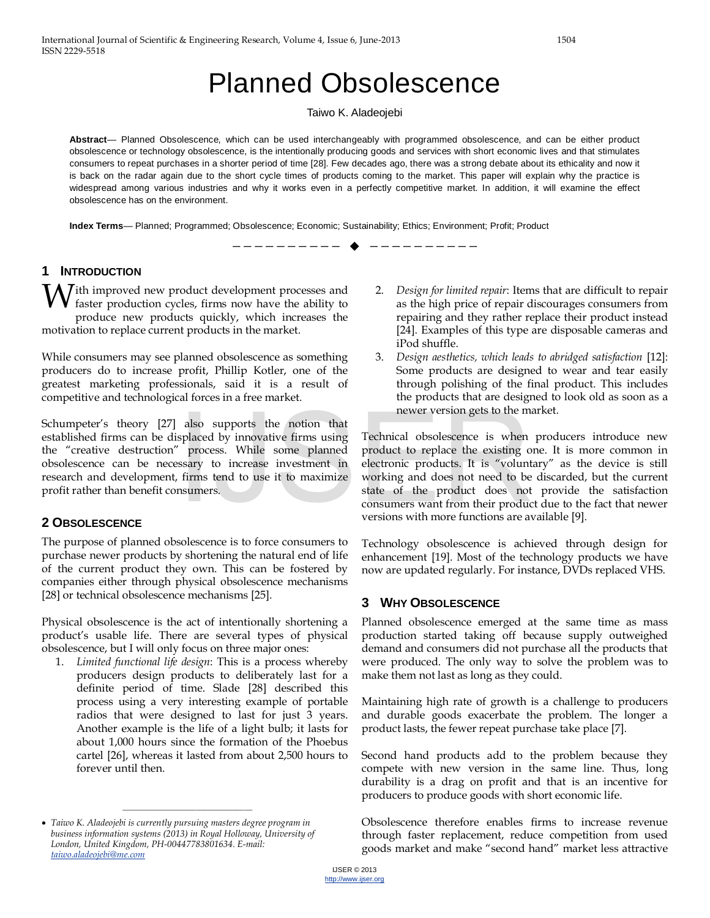# Planned Obsolescence

Taiwo K. Aladeojebi

**Abstract**— Planned Obsolescence, which can be used interchangeably with programmed obsolescence, and can be either product obsolescence or technology obsolescence, is the intentionally producing goods and services with short economic lives and that stimulates consumers to repeat purchases in a shorter period of time [28]. Few decades ago, there was a strong debate about its ethicality and now it is back on the radar again due to the short cycle times of products coming to the market. This paper will explain why the practice is widespread among various industries and why it works even in a perfectly competitive market. In addition, it will examine the effect obsolescence has on the environment.

**Index Terms**— Planned; Programmed; Obsolescence; Economic; Sustainability; Ethics; Environment; Profit; Product

## 1 Introduction

With improved new product development processes and faster production cycles, firms now have the ability to produce new products quickly, which increases the motivation to replace current products in the market.

While consumers may see planned obsolescence as something producers do to increase profit, Phillip Kotler, one of the greatest marketing professionals, said it is a result of competitive and technological forces in a free market.

Schumpeter's theory [27] also supports the notion that established firms can be displaced by innovative firms using the "creative destruction" process. While some planned obsolescence can be necessary to increase investment in research and development, firms tend to use it to maximize profit rather than benefit consumers.

## 2 Obsolescence

The purpose of planned obsolescence is to force consumers to purchase newer products by shortening the natural end of life of the current product they own. This can be fostered by companies either through physical obsolescence mechanisms [28] or technical obsolescence mechanisms [25].

Physical obsolescence is the act of intentionally shortening a product's usable life. There are several types of physical obsolescence, but I will only focus on three major ones:

1. *Limited functional life design*: This is a process whereby producers design products to deliberately last for a definite period of time. Slade [28] described this process using a very interesting example of portable radios that were designed to last for just 3 years. Another example is the life of a light bulb; it lasts for about 1,000 hours since the formation of the Phoebus cartel [26], whereas it lasted from about 2,500 hours to forever until then.
2. *Design for limited repair*: Items that are difficult to repair as the high price of repair discourages consumers from repairing and they rather replace their product instead [24]. Examples of this type are disposable cameras and iPod shuffle.
3. *Design aesthetics, which leads to abridged satisfaction* [12]: Some products are designed to wear and tear easily through polishing of the final product. This includes the products that are designed to look old as soon as a newer version gets to the market.

Technical obsolescence is when producers introduce new product to replace the existing one. It is more common in electronic products. It is "voluntary" as the device is still working and does not need to be discarded, but the current state of the product does not provide the satisfaction consumers want from their product due to the fact that newer versions with more functions are available [9].

Technology obsolescence is achieved through design for enhancement [19]. Most of the technology products we have now are updated regularly. For instance, DVDs replaced VHS.

## 3 Why Obsolescence

Planned obsolescence emerged at the same time as mass production started taking off because supply outweighed demand and consumers did not purchase all the products that were produced. The only way to solve the problem was to make them not last as long as they could.

Maintaining high rate of growth is a challenge to producers and durable goods exacerbate the problem. The longer a product lasts, the fewer repeat purchase take place [7].

Second hand products add to the problem because they compete with new version in the same line. Thus, long durability is a drag on profit and that is an incentive for producers to produce goods with short economic life.

Obsolescence therefore enables firms to increase revenue through faster replacement, reduce competition from used goods market and make "second hand" market less attractive

- *Taiwo K. Aladeojebi is currently pursuing masters degree program in business information systems (2013) in Royal Holloway, University of London, United Kingdom, PH-00447783801634. E-mail: taiwo.aladeojebi@me.com*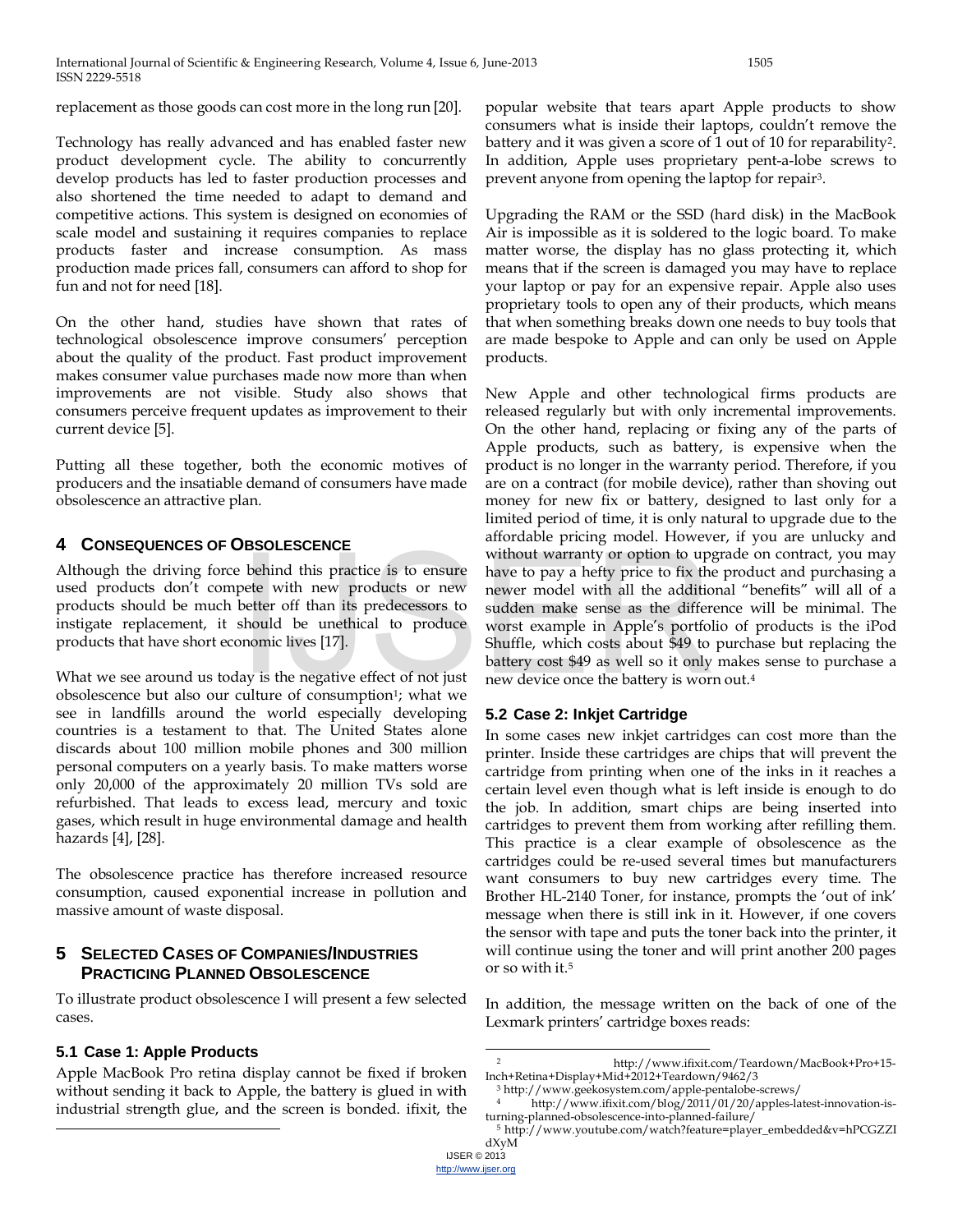replacement as those goods can cost more in the long run [20].

Technology has really advanced and has enabled faster new product development cycle. The ability to concurrently develop products has led to faster production processes and also shortened the time needed to adapt to demand and competitive actions. This system is designed on economies of scale model and sustaining it requires companies to replace products faster and increase consumption. As mass production made prices fall, consumers can afford to shop for fun and not for need [18].

On the other hand, studies have shown that rates of technological obsolescence improve consumers' perception about the quality of the product. Fast product improvement makes consumer value purchases made now more than when improvements are not visible. Study also shows that consumers perceive frequent updates as improvement to their current device [5].

Putting all these together, both the economic motives of producers and the insatiable demand of consumers have made obsolescence an attractive plan.

## 4 Consequences of Obsolescence

Although the driving force behind this practice is to ensure used products don't compete with new products or new products should be much better off than its predecessors to instigate replacement, it should be unethical to produce products that have short economic lives [17].

What we see around us today is the negative effect of not just obsolescence but also our culture of consumption[1]; what we see in landfills around the world especially developing countries is a testament to that. The United States alone discards about 100 million mobile phones and 300 million personal computers on a yearly basis. To make matters worse only 20,000 of the approximately 20 million TVs sold are refurbished. That leads to excess lead, mercury and toxic gases, which result in huge environmental damage and health hazards [4], [28].

The obsolescence practice has therefore increased resource consumption, caused exponential increase in pollution and massive amount of waste disposal.

## 5 Selected Cases of Companies/Industries Practicing Planned Obsolescence

To illustrate product obsolescence I will present a few selected cases.

### 5.1 Case 1: Apple Products

Apple MacBook Pro retina display cannot be fixed if broken without sending it back to Apple, the battery is glued in with industrial strength glue, and the screen is bonded. ifixit, the popular website that tears apart Apple products to show consumers what is inside their laptops, couldn't remove the battery and it was given a score of 1 out of 10 for reparability[2]. In addition, Apple uses proprietary pent-a-lobe screws to prevent anyone from opening the laptop for repair[3].

Upgrading the RAM or the SSD (hard disk) in the MacBook Air is impossible as it is soldered to the logic board. To make matter worse, the display has no glass protecting it, which means that if the screen is damaged you may have to replace your laptop or pay for an expensive repair. Apple also uses proprietary tools to open any of their products, which means that when something breaks down one needs to buy tools that are made bespoke to Apple and can only be used on Apple products.

New Apple and other technological firms products are released regularly but with only incremental improvements. On the other hand, replacing or fixing any of the parts of Apple products, such as battery, is expensive when the product is no longer in the warranty period. Therefore, if you are on a contract (for mobile device), rather than shoving out money for new fix or battery, designed to last only for a limited period of time, it is only natural to upgrade due to the affordable pricing model. However, if you are unlucky and without warranty or option to upgrade on contract, you may have to pay a hefty price to fix the product and purchasing a newer model with all the additional "benefits" will all of a sudden make sense as the difference will be minimal. The worst example in Apple's portfolio of products is the iPod Shuffle, which costs about $49 to purchase but replacing the battery cost $49 as well so it only makes sense to purchase a new device once the battery is worn out.[4]

### 5.2 Case 2: Inkjet Cartridge

In some cases new inkjet cartridges can cost more than the printer. Inside these cartridges are chips that will prevent the cartridge from printing when one of the inks in it reaches a certain level even though what is left inside is enough to do the job. In addition, smart chips are being inserted into cartridges to prevent them from working after refilling them. This practice is a clear example of obsolescence as the cartridges could be re-used several times but manufacturers want consumers to buy new cartridges every time. The Brother HL-2140 Toner, for instance, prompts the 'out of ink' message when there is still ink in it. However, if one covers the sensor with tape and puts the toner back into the printer, it will continue using the toner and will print another 200 pages or so with it.[5]

In addition, the message written on the back of one of the Lexmark printers' cartridge boxes reads:

---

[2] http://www.ifixit.com/Teardown/MacBook+Pro+15-Inch+Retina+Display+Mid+2012+Teardown/9462/3

[3] http://www.geekosystem.com/apple-pentalobe-screws/

[4] http://www.ifixit.com/blog/2011/01/20/apples-latest-innovation-is-turning-planned-obsolescence-into-planned-failure/

[5] http://www.youtube.com/watch?feature=player_embedded&v=hPCGZZIdXyM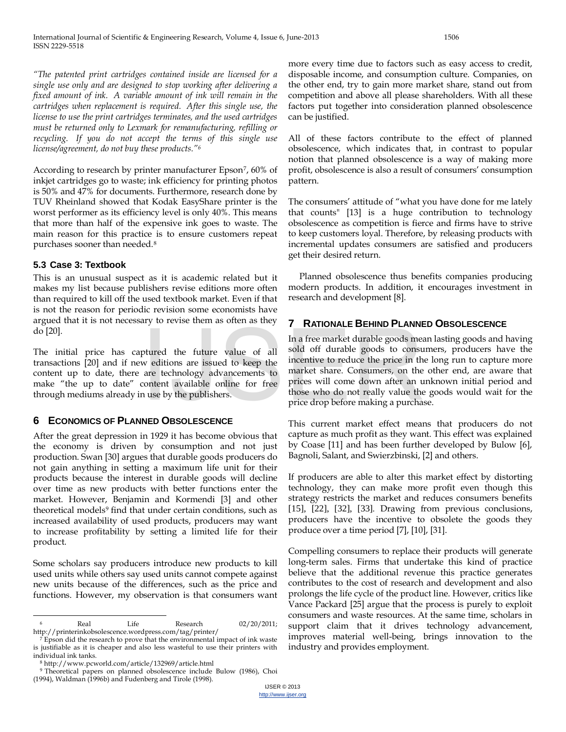*"The patented print cartridges contained inside are licensed for a single use only and are designed to stop working after delivering a fixed amount of ink. A variable amount of ink will remain in the cartridges when replacement is required. After this single use, the license to use the print cartridges terminates, and the used cartridges must be returned only to Lexmark for remanufacturing, refilling or recycling. If you do not accept the terms of this single use license/agreement, do not buy these products."*[6]

According to research by printer manufacturer Epson[7], 60% of inkjet cartridges go to waste; ink efficiency for printing photos is 50% and 47% for documents. Furthermore, research done by TUV Rheinland showed that Kodak EasyShare printer is the worst performer as its efficiency level is only 40%. This means that more than half of the expensive ink goes to waste. The main reason for this practice is to ensure customers repeat purchases sooner than needed.[8]

### 5.3 Case 3: Textbook

This is an unusual suspect as it is academic related but it makes my list because publishers revise editions more often than required to kill off the used textbook market. Even if that is not the reason for periodic revision some economists have argued that it is not necessary to revise them as often as they do [20].

The initial price has captured the future value of all transactions [20] and if new editions are issued to keep the content up to date, there are technology advancements to make "the up to date" content available online for free through mediums already in use by the publishers.

## 6 Economics of Planned Obsolescence

After the great depression in 1929 it has become obvious that the economy is driven by consumption and not just production. Swan [30] argues that durable goods producers do not gain anything in setting a maximum life unit for their products because the interest in durable goods will decline over time as new products with better functions enter the market. However, Benjamin and Kormendi [3] and other theoretical models[9] find that under certain conditions, such as increased availability of used products, producers may want to increase profitability by setting a limited life for their product.

Some scholars say producers introduce new products to kill used units while others say used units cannot compete against new units because of the differences, such as the price and functions. However, my observation is that consumers want more every time due to factors such as easy access to credit, disposable income, and consumption culture. Companies, on the other end, try to gain more market share, stand out from competition and above all please shareholders. With all these factors put together into consideration planned obsolescence can be justified.

All of these factors contribute to the effect of planned obsolescence, which indicates that, in contrast to popular notion that planned obsolescence is a way of making more profit, obsolescence is also a result of consumers' consumption pattern.

The consumers' attitude of "what you have done for me lately that counts" [13] is a huge contribution to technology obsolescence as competition is fierce and firms have to strive to keep customers loyal. Therefore, by releasing products with incremental updates consumers are satisfied and producers get their desired return.

Planned obsolescence thus benefits companies producing modern products. In addition, it encourages investment in research and development [8].

## 7 Rationale Behind Planned Obsolescence

In a free market durable goods mean lasting goods and having sold off durable goods to consumers, producers have the incentive to reduce the price in the long run to capture more market share. Consumers, on the other end, are aware that prices will come down after an unknown initial period and those who do not really value the goods would wait for the price drop before making a purchase.

This current market effect means that producers do not capture as much profit as they want. This effect was explained by Coase [11] and has been further developed by Bulow [6], Bagnoli, Salant, and Swierzbinski, [2] and others.

If producers are able to alter this market effect by distorting technology, they can make more profit even though this strategy restricts the market and reduces consumers benefits [15], [22], [32], [33]. Drawing from previous conclusions, producers have the incentive to obsolete the goods they produce over a time period [7], [10], [31].

Compelling consumers to replace their products will generate long-term sales. Firms that undertake this kind of practice believe that the additional revenue this practice generates contributes to the cost of research and development and also prolongs the life cycle of the product line. However, critics like Vance Packard [25] argue that the process is purely to exploit consumers and waste resources. At the same time, scholars in support claim that it drives technology advancement, improves material well-being, brings innovation to the industry and provides employment.

---

[6] Real Life Research 02/20/2011; http://printerinkobsolescence.wordpress.com/tag/printer/

[7] Epson did the research to prove that the environmental impact of ink waste is justifiable as it is cheaper and also less wasteful to use their printers with individual ink tanks.

[8] http://www.pcworld.com/article/132969/article.html

[9] Theoretical papers on planned obsolescence include Bulow (1986), Choi (1994), Waldman (1996b) and Fudenberg and Tirole (1998).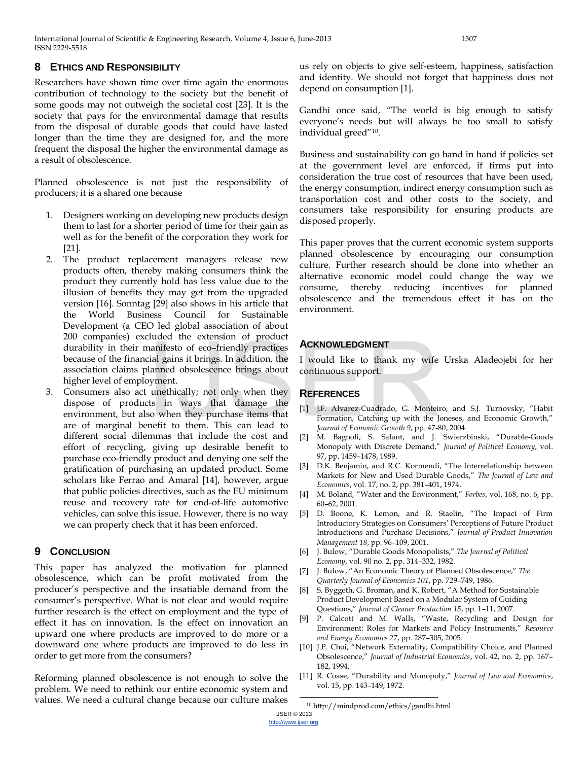## 8 Ethics and Responsibility

Researchers have shown time over time again the enormous contribution of technology to the society but the benefit of some goods may not outweigh the societal cost [23]. It is the society that pays for the environmental damage that results from the disposal of durable goods that could have lasted longer than the time they are designed for, and the more frequent the disposal the higher the environmental damage as a result of obsolescence.

Planned obsolescence is not just the responsibility of producers; it is a shared one because

1. Designers working on developing new products design them to last for a shorter period of time for their gain as well as for the benefit of the corporation they work for [21].
2. The product replacement managers release new products often, thereby making consumers think the product they currently hold has less value due to the illusion of benefits they may get from the upgraded version [16]. Sonntag [29] also shows in his article that the World Business Council for Sustainable Development (a CEO led global association of about 200 companies) excluded the extension of product durability in their manifesto of eco–friendly practices because of the financial gains it brings. In addition, the association claims planned obsolescence brings about higher level of employment.
3. Consumers also act unethically; not only when they dispose of products in ways that damage the environment, but also when they purchase items that are of marginal benefit to them. This can lead to different social dilemmas that include the cost and effort of recycling, giving up desirable benefit to purchase eco-friendly product and denying one self the gratification of purchasing an updated product. Some scholars like Ferrao and Amaral [14], however, argue that public policies directives, such as the EU minimum reuse and recovery rate for end-of-life automotive vehicles, can solve this issue. However, there is no way we can properly check that it has been enforced.

## 9 Conclusion

This paper has analyzed the motivation for planned obsolescence, which can be profit motivated from the producer's perspective and the insatiable demand from the consumer's perspective. What is not clear and would require further research is the effect on employment and the type of effect it has on innovation. Is the effect on innovation an upward one where products are improved to do more or a downward one where products are improved to do less in order to get more from the consumers?

Reforming planned obsolescence is not enough to solve the problem. We need to rethink our entire economic system and values. We need a cultural change because our culture makes us rely on objects to give self-esteem, happiness, satisfaction and identity. We should not forget that happiness does not depend on consumption [1].

Gandhi once said, "The world is big enough to satisfy everyone's needs but will always be too small to satisfy individual greed"[10].

Business and sustainability can go hand in hand if policies set at the government level are enforced, if firms put into consideration the true cost of resources that have been used, the energy consumption, indirect energy consumption such as transportation cost and other costs to the society, and consumers take responsibility for ensuring products are disposed properly.

This paper proves that the current economic system supports planned obsolescence by encouraging our consumption culture. Further research should be done into whether an alternative economic model could change the way we consume, thereby reducing incentives for planned obsolescence and the tremendous effect it has on the environment.

## Acknowledgment

I would like to thank my wife Urska Aladeojebi for her continuous support.

## References

[1] J.F. Alvarez-Cuadrado, G. Monteiro, and S.J. Turnovsky, "Habit Formation, Catching up with the Joneses, and Economic Growth," *Journal of Economic Growth 9*, pp. 47-80, 2004.

[2] M. Bagnoli, S. Salant, and J. Swierzbinski, "Durable-Goods Monopoly with Discrete Demand," *Journal of Political Economy*, vol. 97, pp. 1459–1478, 1989.

[3] D.K. Benjamin, and R.C. Kormendi, "The Interrelationship between Markets for New and Used Durable Goods," *The Journal of Law and Economics*, vol. 17, no. 2, pp. 381–401, 1974.

[4] M. Boland, "Water and the Environment," *Forbes*, vol. 168, no. 6, pp. 60–62, 2001.

[5] D. Boone, K. Lemon, and R. Staelin, "The Impact of Firm Introductory Strategies on Consumers' Perceptions of Future Product Introductions and Purchase Decisions," *Journal of Product Innovation Management 18*, pp. 96–109, 2001.

[6] J. Bulow, "Durable Goods Monopolists," *The Journal of Political Economy*, vol. 90 no. 2, pp. 314–332, 1982.

[7] J. Bulow, "An Economic Theory of Planned Obsolescence," *The Quarterly Journal of Economics 101*, pp. 729–749, 1986.

[8] S. Byggeth, G. Broman, and K. Robert, "A Method for Sustainable Product Development Based on a Modular System of Guiding Questions," *Journal of Cleaner Production 15*, pp. 1–11, 2007.

[9] P. Calcott and M. Walls, "Waste, Recycling and Design for Environment: Roles for Markets and Policy Instruments," *Resource and Energy Economics 27*, pp. 287–305, 2005.

[10] J.P. Choi, "Network Externality, Compatibility Choice, and Planned Obsolescence," *Journal of Industrial Economics*, vol. 42, no. 2, pp. 167–182, 1994.

[11] R. Coase, "Durability and Monopoly," *Journal of Law and Economics*, vol. 15, pp. 143–149, 1972.

[10] http://mindprod.com/ethics/gandhi.html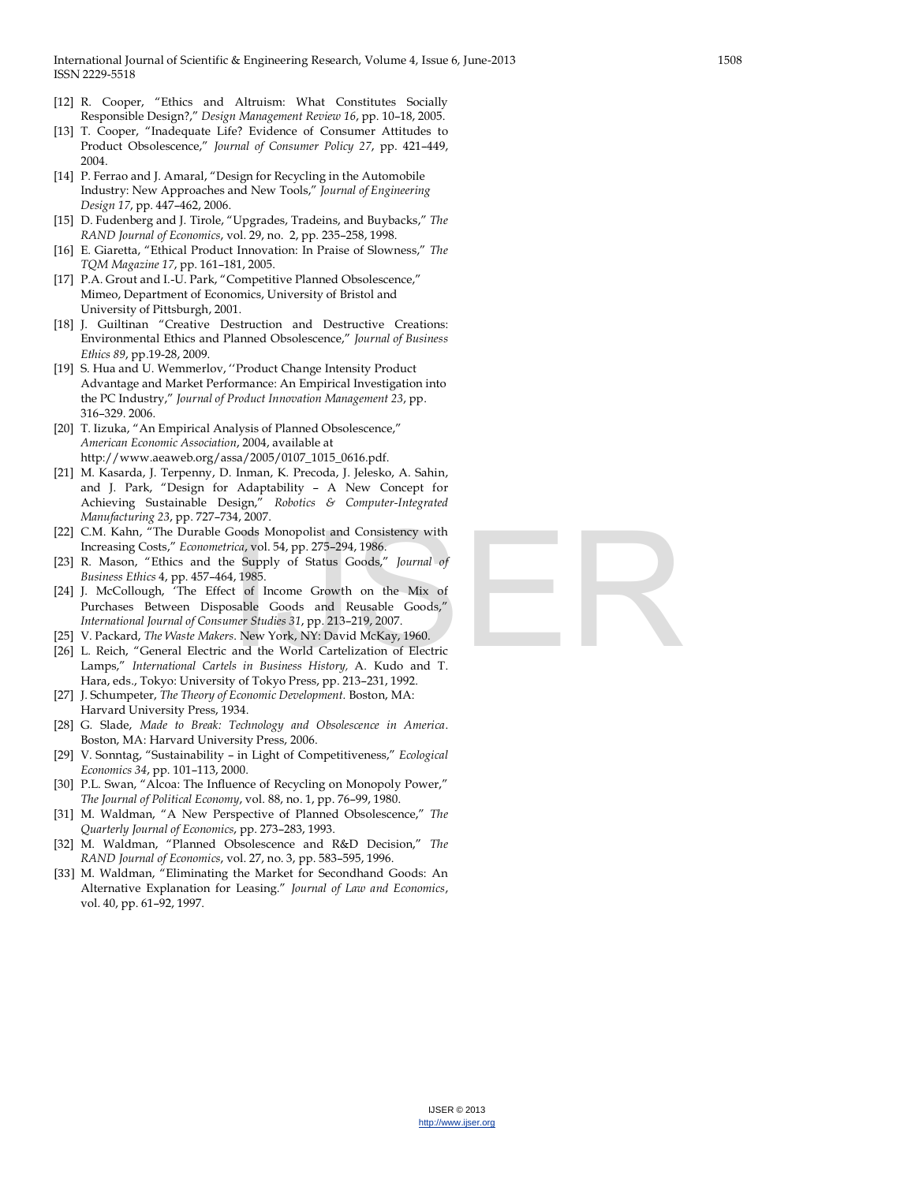[12] R. Cooper, "Ethics and Altruism: What Constitutes Socially Responsible Design?," *Design Management Review 16*, pp. 10–18, 2005.

[13] T. Cooper, "Inadequate Life? Evidence of Consumer Attitudes to Product Obsolescence," *Journal of Consumer Policy 27*, pp. 421–449, 2004.

[14] P. Ferrao and J. Amaral, "Design for Recycling in the Automobile Industry: New Approaches and New Tools," *Journal of Engineering Design 17*, pp. 447–462, 2006.

[15] D. Fudenberg and J. Tirole, "Upgrades, Tradeins, and Buybacks," *The RAND Journal of Economics*, vol. 29, no. 2, pp. 235–258, 1998.

[16] E. Giaretta, "Ethical Product Innovation: In Praise of Slowness," *The TQM Magazine 17*, pp. 161–181, 2005.

[17] P.A. Grout and I.-U. Park, "Competitive Planned Obsolescence," Mimeo, Department of Economics, University of Bristol and University of Pittsburgh, 2001.

[18] J. Guiltinan "Creative Destruction and Destructive Creations: Environmental Ethics and Planned Obsolescence," *Journal of Business Ethics 89*, pp.19-28, 2009.

[19] S. Hua and U. Wemmerlov, ''Product Change Intensity Product Advantage and Market Performance: An Empirical Investigation into the PC Industry," *Journal of Product Innovation Management 23*, pp. 316–329. 2006.

[20] T. Iizuka, "An Empirical Analysis of Planned Obsolescence," *American Economic Association*, 2004, available at http://www.aeaweb.org/assa/2005/0107_1015_0616.pdf.

[21] M. Kasarda, J. Terpenny, D. Inman, K. Precoda, J. Jelesko, A. Sahin, and J. Park, "Design for Adaptability – A New Concept for Achieving Sustainable Design," *Robotics & Computer-Integrated Manufacturing 23*, pp. 727–734, 2007.

[22] C.M. Kahn, "The Durable Goods Monopolist and Consistency with Increasing Costs," *Econometrica*, vol. 54, pp. 275–294, 1986.

[23] R. Mason, "Ethics and the Supply of Status Goods," *Journal of Business Ethics* 4, pp. 457–464, 1985.

[24] J. McCollough, 'The Effect of Income Growth on the Mix of Purchases Between Disposable Goods and Reusable Goods," *International Journal of Consumer Studies 31*, pp. 213–219, 2007.

[25] V. Packard, *The Waste Makers*. New York, NY: David McKay, 1960.

[26] L. Reich, "General Electric and the World Cartelization of Electric Lamps," *International Cartels in Business History,* A. Kudo and T. Hara, eds., Tokyo: University of Tokyo Press, pp. 213–231, 1992.

[27] J. Schumpeter, *The Theory of Economic Development.* Boston, MA: Harvard University Press, 1934.

[28] G. Slade, *Made to Break: Technology and Obsolescence in America*. Boston, MA: Harvard University Press, 2006.

[29] V. Sonntag, "Sustainability – in Light of Competitiveness," *Ecological Economics 34*, pp. 101–113, 2000.

[30] P.L. Swan, "Alcoa: The Influence of Recycling on Monopoly Power," *The Journal of Political Economy*, vol. 88, no. 1, pp. 76–99, 1980.

[31] M. Waldman, "A New Perspective of Planned Obsolescence," *The Quarterly Journal of Economics*, pp. 273–283, 1993.

[32] M. Waldman, "Planned Obsolescence and R&D Decision," *The RAND Journal of Economics*, vol. 27, no. 3, pp. 583–595, 1996.

[33] M. Waldman, "Eliminating the Market for Secondhand Goods: An Alternative Explanation for Leasing." *Journal of Law and Economics*, vol. 40, pp. 61–92, 1997.